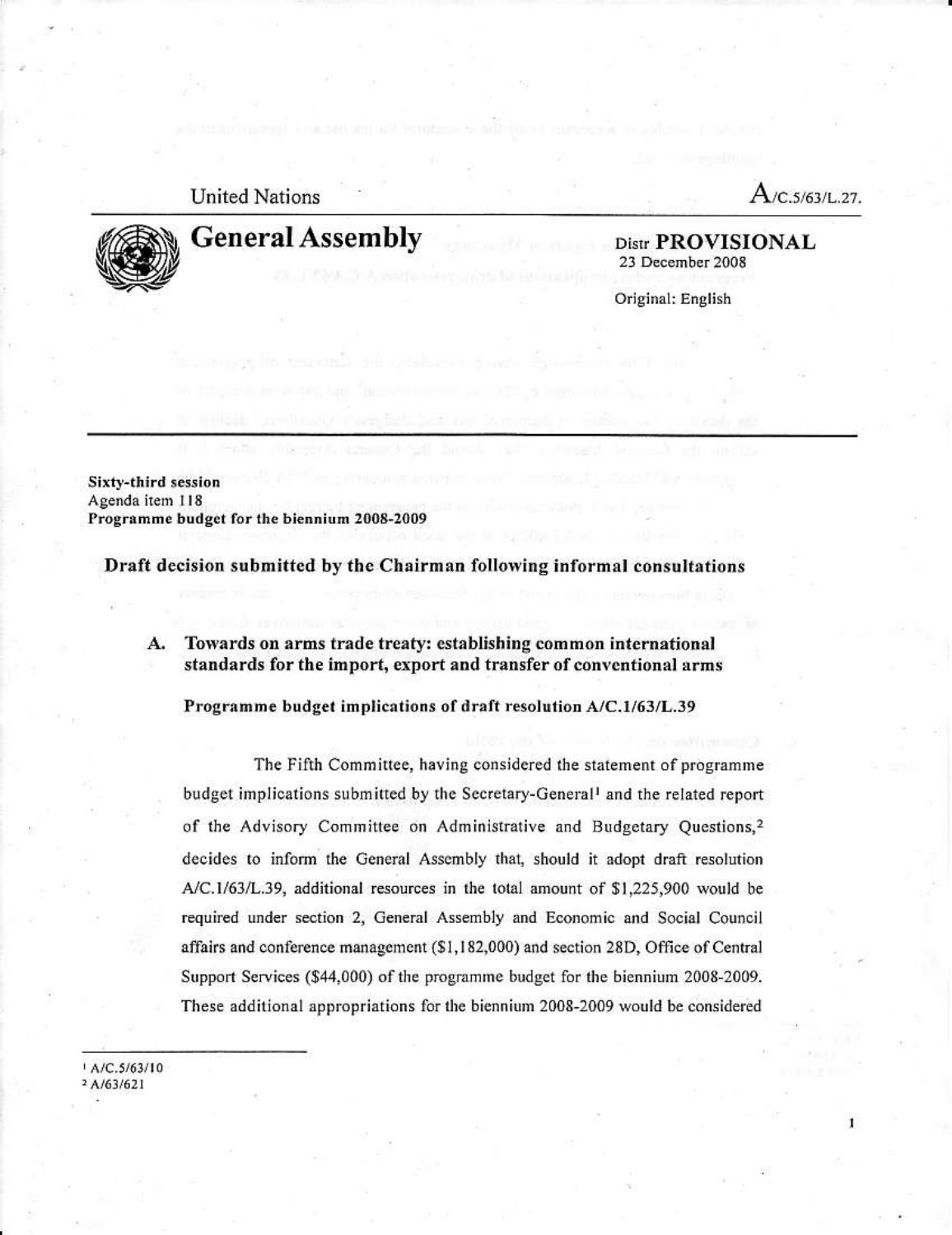United Nations

A/C.5/63/L.27.

# General Assembly

Distr PROVISIONAL
23 December 2008

Original: English

**Sixty-third session**
Agenda item 118
**Programme budget for the biennium 2008-2009**

## Draft decision submitted by the Chairman following informal consultations

### A. Towards on arms trade treaty: establishing common international standards for the import, export and transfer of conventional arms

#### Programme budget implications of draft resolution A/C.1/63/L.39

The Fifth Committee, having considered the statement of programme budget implications submitted by the Secretary-General[1] and the related report of the Advisory Committee on Administrative and Budgetary Questions,[2] decides to inform the General Assembly that, should it adopt draft resolution A/C.1/63/L.39, additional resources in the total amount of $1,225,900 would be required under section 2, General Assembly and Economic and Social Council affairs and conference management ($1,182,000) and section 28D, Office of Central Support Services ($44,000) of the programme budget for the biennium 2008-2009. These additional appropriations for the biennium 2008-2009 would be considered

[1] A/C.5/63/10
[2] A/63/621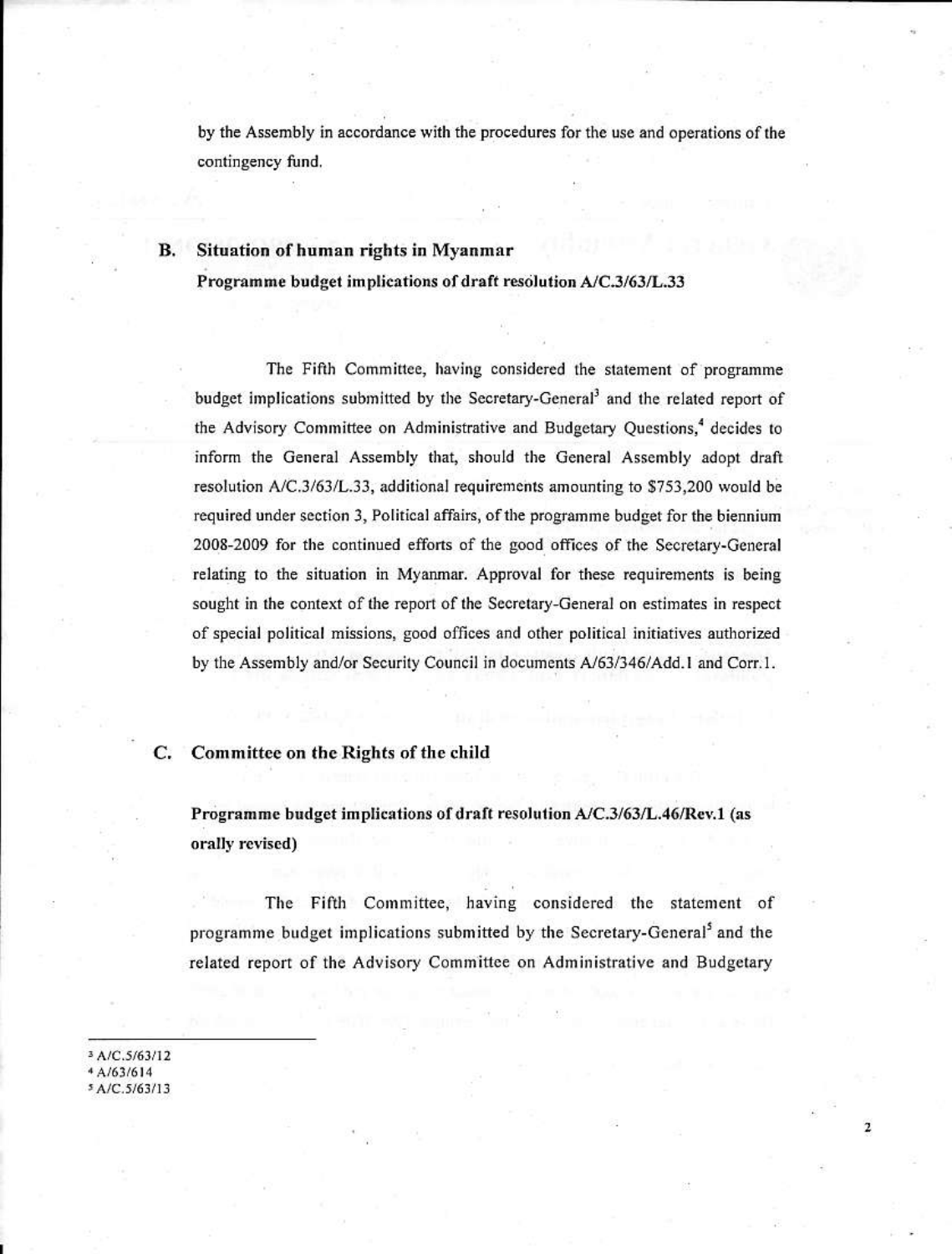by the Assembly in accordance with the procedures for the use and operations of the contingency fund.

## B. Situation of human rights in Myanmar

**Programme budget implications of draft resolution A/C.3/63/L.33**

The Fifth Committee, having considered the statement of programme budget implications submitted by the Secretary-General[3] and the related report of the Advisory Committee on Administrative and Budgetary Questions,[4] decides to inform the General Assembly that, should the General Assembly adopt draft resolution A/C.3/63/L.33, additional requirements amounting to $753,200 would be required under section 3, Political affairs, of the programme budget for the biennium 2008-2009 for the continued efforts of the good offices of the Secretary-General relating to the situation in Myanmar. Approval for these requirements is being sought in the context of the report of the Secretary-General on estimates in respect of special political missions, good offices and other political initiatives authorized by the Assembly and/or Security Council in documents A/63/346/Add.1 and Corr.1.

## C. Committee on the Rights of the child

**Programme budget implications of draft resolution A/C.3/63/L.46/Rev.1 (as orally revised)**

The Fifth Committee, having considered the statement of programme budget implications submitted by the Secretary-General[5] and the related report of the Advisory Committee on Administrative and Budgetary

---

[3] A/C.5/63/12
[4] A/63/614
[5] A/C.5/63/13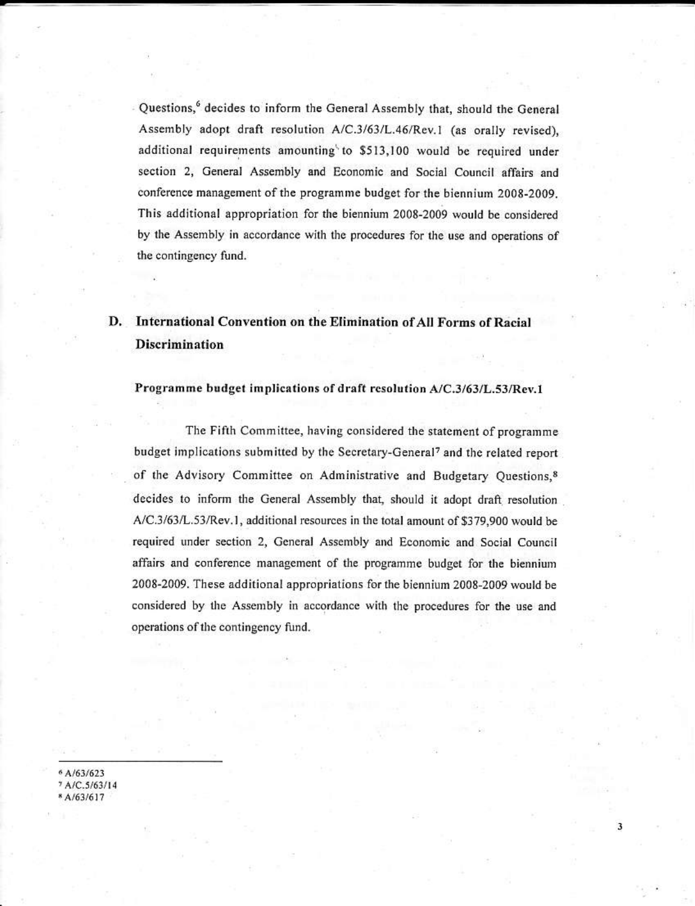Questions,[6] decides to inform the General Assembly that, should the General Assembly adopt draft resolution A/C.3/63/L.46/Rev.1 (as orally revised), additional requirements amounting to $513,100 would be required under section 2, General Assembly and Economic and Social Council affairs and conference management of the programme budget for the biennium 2008-2009. This additional appropriation for the biennium 2008-2009 would be considered by the Assembly in accordance with the procedures for the use and operations of the contingency fund.

## D. International Convention on the Elimination of All Forms of Racial Discrimination

### Programme budget implications of draft resolution A/C.3/63/L.53/Rev.1

The Fifth Committee, having considered the statement of programme budget implications submitted by the Secretary-General[7] and the related report of the Advisory Committee on Administrative and Budgetary Questions,[8] decides to inform the General Assembly that, should it adopt draft resolution A/C.3/63/L.53/Rev.1, additional resources in the total amount of $379,900 would be required under section 2, General Assembly and Economic and Social Council affairs and conference management of the programme budget for the biennium 2008-2009. These additional appropriations for the biennium 2008-2009 would be considered by the Assembly in accordance with the procedures for the use and operations of the contingency fund.

---

[6] A/63/623
[7] A/C.5/63/14
[8] A/63/617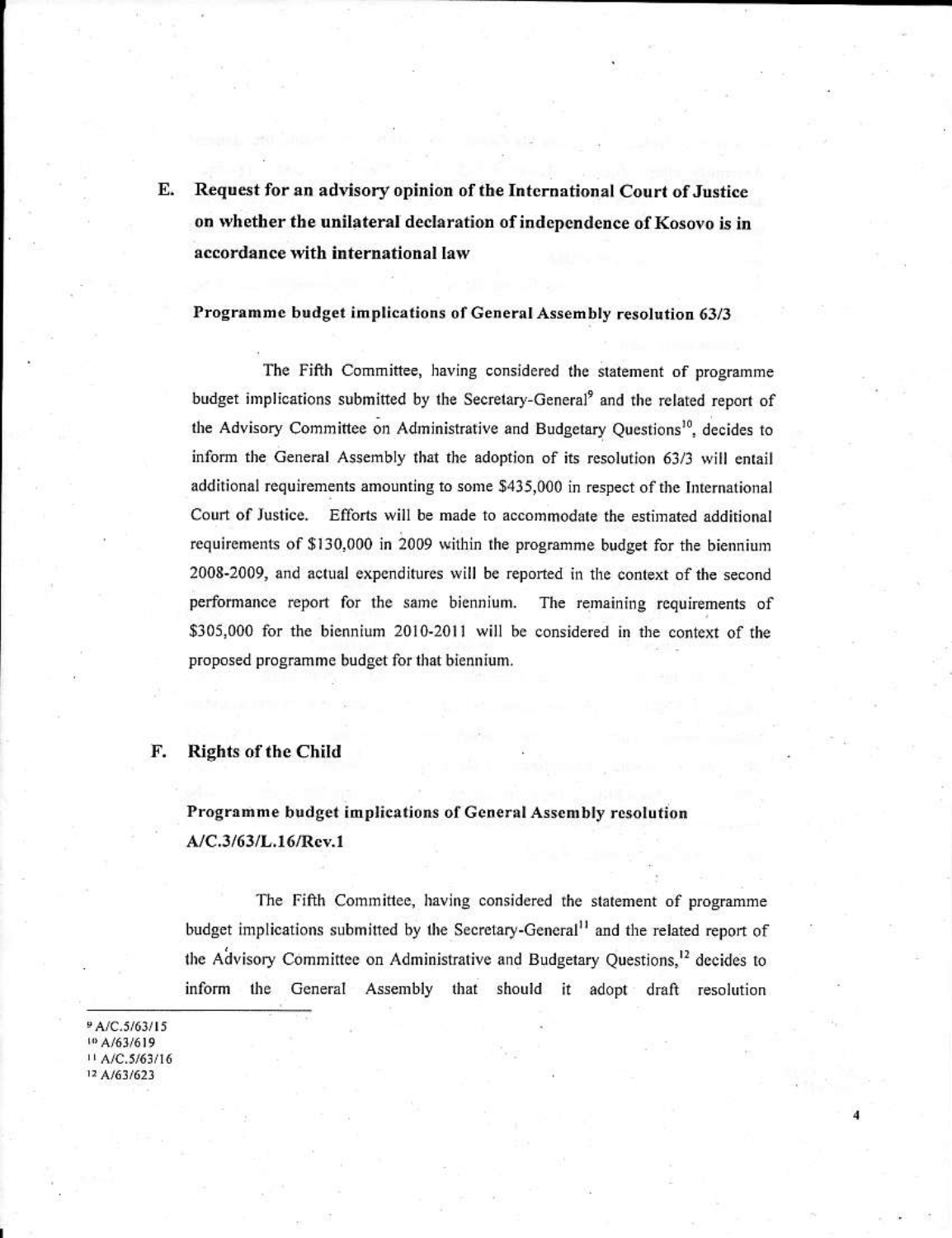## E. Request for an advisory opinion of the International Court of Justice on whether the unilateral declaration of independence of Kosovo is in accordance with international law

### Programme budget implications of General Assembly resolution 63/3

The Fifth Committee, having considered the statement of programme budget implications submitted by the Secretary-General[9] and the related report of the Advisory Committee on Administrative and Budgetary Questions[10], decides to inform the General Assembly that the adoption of its resolution 63/3 will entail additional requirements amounting to some $435,000 in respect of the International Court of Justice. Efforts will be made to accommodate the estimated additional requirements of $130,000 in 2009 within the programme budget for the biennium 2008-2009, and actual expenditures will be reported in the context of the second performance report for the same biennium. The remaining requirements of $305,000 for the biennium 2010-2011 will be considered in the context of the proposed programme budget for that biennium.

## F. Rights of the Child

### Programme budget implications of General Assembly resolution A/C.3/63/L.16/Rev.1

The Fifth Committee, having considered the statement of programme budget implications submitted by the Secretary-General[11] and the related report of the Advisory Committee on Administrative and Budgetary Questions,[12] decides to inform the General Assembly that should it adopt draft resolution

---

[9] A/C.5/63/15
[10] A/63/619
[11] A/C.5/63/16
[12] A/63/623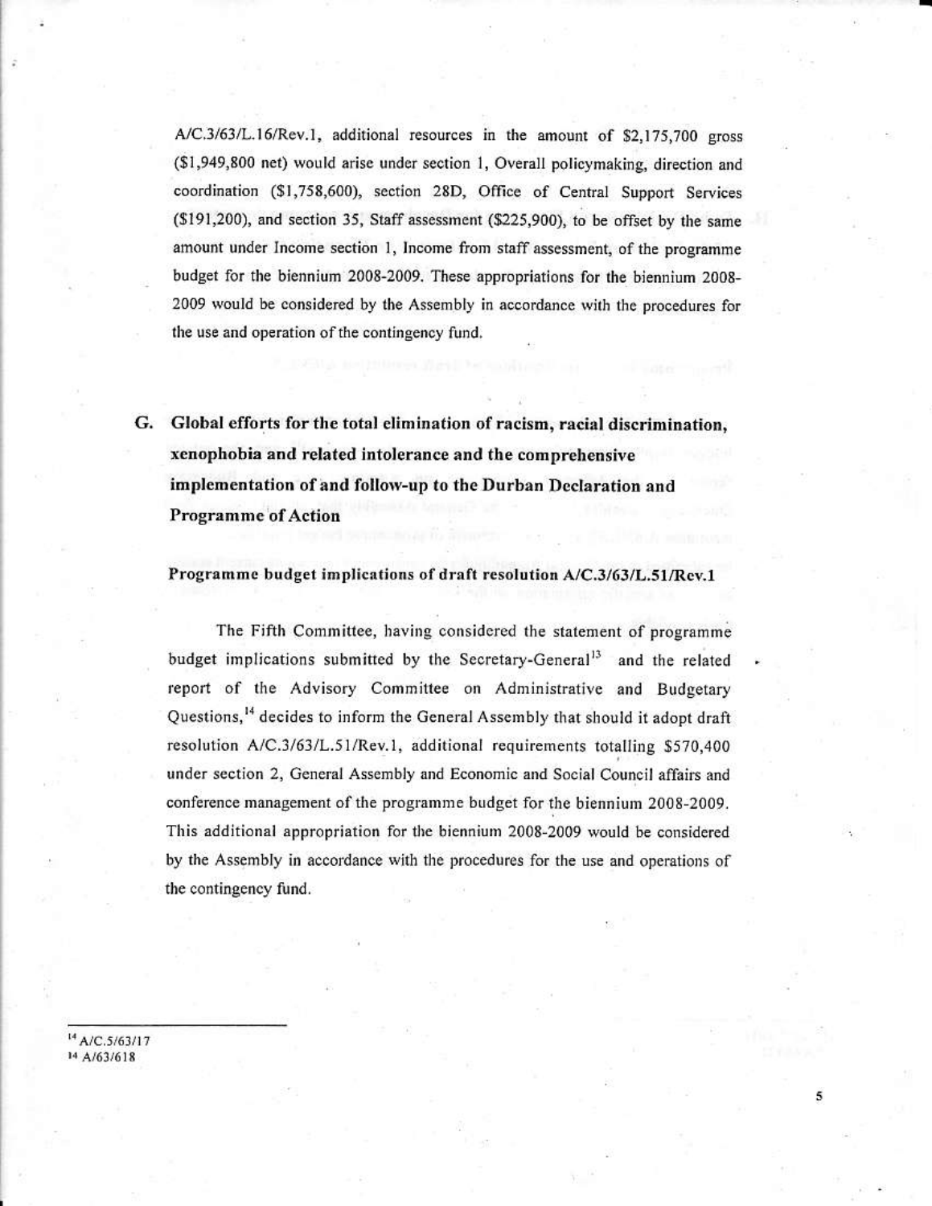A/C.3/63/L.16/Rev.1, additional resources in the amount of $2,175,700 gross ($1,949,800 net) would arise under section 1, Overall policymaking, direction and coordination ($1,758,600), section 28D, Office of Central Support Services ($191,200), and section 35, Staff assessment ($225,900), to be offset by the same amount under Income section 1, Income from staff assessment, of the programme budget for the biennium 2008-2009. These appropriations for the biennium 2008-2009 would be considered by the Assembly in accordance with the procedures for the use and operation of the contingency fund.

## G. Global efforts for the total elimination of racism, racial discrimination, xenophobia and related intolerance and the comprehensive implementation of and follow-up to the Durban Declaration and Programme of Action

### Programme budget implications of draft resolution A/C.3/63/L.51/Rev.1

The Fifth Committee, having considered the statement of programme budget implications submitted by the Secretary-General[13] and the related report of the Advisory Committee on Administrative and Budgetary Questions,[14] decides to inform the General Assembly that should it adopt draft resolution A/C.3/63/L.51/Rev.1, additional requirements totalling $570,400 under section 2, General Assembly and Economic and Social Council affairs and conference management of the programme budget for the biennium 2008-2009. This additional appropriation for the biennium 2008-2009 would be considered by the Assembly in accordance with the procedures for the use and operations of the contingency fund.

---

[14] A/C.5/63/17

[14] A/63/618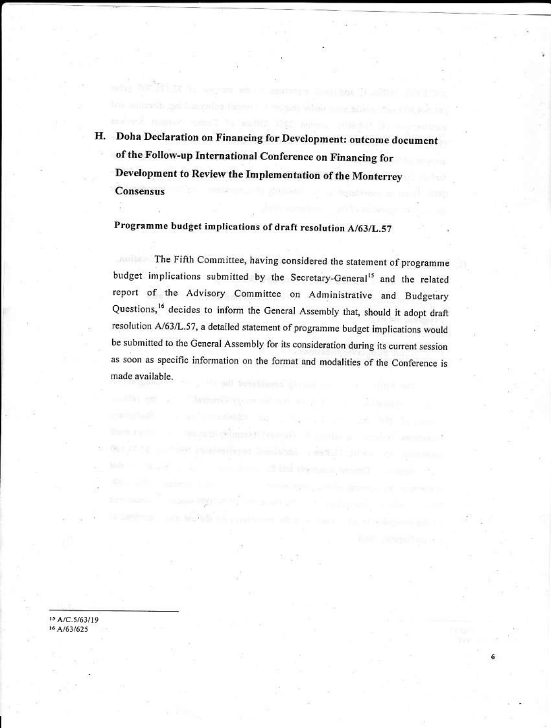## H. Doha Declaration on Financing for Development: outcome document of the Follow-up International Conference on Financing for Development to Review the Implementation of the Monterrey Consensus

### Programme budget implications of draft resolution A/63/L.57

The Fifth Committee, having considered the statement of programme budget implications submitted by the Secretary-General[15] and the related report of the Advisory Committee on Administrative and Budgetary Questions,[16] decides to inform the General Assembly that, should it adopt draft resolution A/63/L.57, a detailed statement of programme budget implications would be submitted to the General Assembly for its consideration during its current session as soon as specific information on the format and modalities of the Conference is made available.

---

[15] A/C.5/63/19
[16] A/63/625